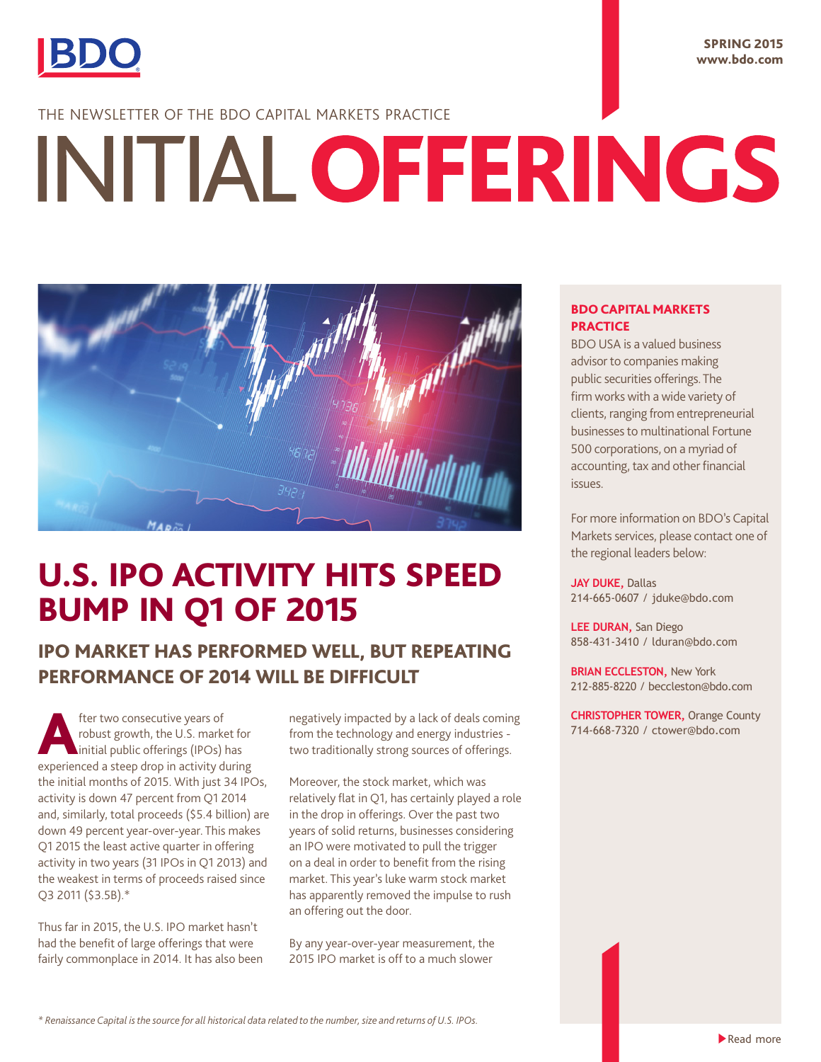SPRING 2015
www.bdo.com

THE NEWSLETTER OF THE BDO CAPITAL MARKETS PRACTICE

# INITIAL OFFERINGS

## U.S. IPO ACTIVITY HITS SPEED BUMP IN Q1 OF 2015

### IPO MARKET HAS PERFORMED WELL, BUT REPEATING PERFORMANCE OF 2014 WILL BE DIFFICULT

After two consecutive years of robust growth, the U.S. market for initial public offerings (IPOs) has experienced a steep drop in activity during the initial months of 2015. With just 34 IPOs, activity is down 47 percent from Q1 2014 and, similarly, total proceeds ($5.4 billion) are down 49 percent year-over-year. This makes Q1 2015 the least active quarter in offering activity in two years (31 IPOs in Q1 2013) and the weakest in terms of proceeds raised since Q3 2011 ($3.5B).*

Thus far in 2015, the U.S. IPO market hasn't had the benefit of large offerings that were fairly commonplace in 2014. It has also been negatively impacted by a lack of deals coming from the technology and energy industries - two traditionally strong sources of offerings.

Moreover, the stock market, which was relatively flat in Q1, has certainly played a role in the drop in offerings. Over the past two years of solid returns, businesses considering an IPO were motivated to pull the trigger on a deal in order to benefit from the rising market. This year's luke warm stock market has apparently removed the impulse to rush an offering out the door.

By any year-over-year measurement, the 2015 IPO market is off to a much slower

*\* Renaissance Capital is the source for all historical data related to the number, size and returns of U.S. IPOs.*

**BDO CAPITAL MARKETS PRACTICE**

BDO USA is a valued business advisor to companies making public securities offerings. The firm works with a wide variety of clients, ranging from entrepreneurial businesses to multinational Fortune 500 corporations, on a myriad of accounting, tax and other financial issues.

For more information on BDO's Capital Markets services, please contact one of the regional leaders below:

**JAY DUKE,** Dallas
214-665-0607 / jduke@bdo.com

**LEE DURAN,** San Diego
858-431-3410 / lduran@bdo.com

**BRIAN ECCLESTON,** New York
212-885-8220 / beccleston@bdo.com

**CHRISTOPHER TOWER,** Orange County
714-668-7320 / ctower@bdo.com

▶Read more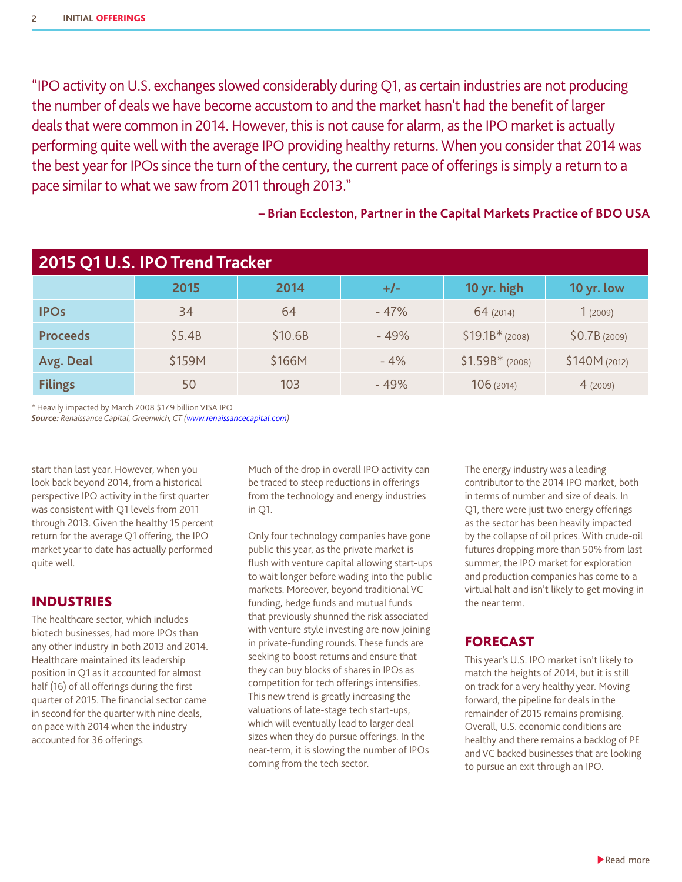"IPO activity on U.S. exchanges slowed considerably during Q1, as certain industries are not producing the number of deals we have become accustom to and the market hasn't had the benefit of larger deals that were common in 2014. However, this is not cause for alarm, as the IPO market is actually performing quite well with the average IPO providing healthy returns. When you consider that 2014 was the best year for IPOs since the turn of the century, the current pace of offerings is simply a return to a pace similar to what we saw from 2011 through 2013."

**– Brian Eccleston, Partner in the Capital Markets Practice of BDO USA**

## 2015 Q1 U.S. IPO Trend Tracker

| | 2015 | 2014 | +/- | 10 yr. high | 10 yr. low |
|---|---|---|---|---|---|
| **IPOs** | 34 | 64 | - 47% | 64 (2014) | 1 (2009) |
| **Proceeds** | $5.4B | $10.6B | - 49% | $19.1B* (2008) | $0.7B (2009) |
| **Avg. Deal** | $159M | $166M | - 4% | $1.59B* (2008) | $140M (2012) |
| **Filings** | 50 | 103 | - 49% | 106 (2014) | 4 (2009) |

* Heavily impacted by March 2008 $17.9 billion VISA IPO

***Source:*** *Renaissance Capital, Greenwich, CT (www.renaissancecapital.com)*

start than last year. However, when you look back beyond 2014, from a historical perspective IPO activity in the first quarter was consistent with Q1 levels from 2011 through 2013. Given the healthy 15 percent return for the average Q1 offering, the IPO market year to date has actually performed quite well.

## INDUSTRIES

The healthcare sector, which includes biotech businesses, had more IPOs than any other industry in both 2013 and 2014. Healthcare maintained its leadership position in Q1 as it accounted for almost half (16) of all offerings during the first quarter of 2015. The financial sector came in second for the quarter with nine deals, on pace with 2014 when the industry accounted for 36 offerings.

Much of the drop in overall IPO activity can be traced to steep reductions in offerings from the technology and energy industries in Q1.

Only four technology companies have gone public this year, as the private market is flush with venture capital allowing start-ups to wait longer before wading into the public markets. Moreover, beyond traditional VC funding, hedge funds and mutual funds that previously shunned the risk associated with venture style investing are now joining in private-funding rounds. These funds are seeking to boost returns and ensure that they can buy blocks of shares in IPOs as competition for tech offerings intensifies. This new trend is greatly increasing the valuations of late-stage tech start-ups, which will eventually lead to larger deal sizes when they do pursue offerings. In the near-term, it is slowing the number of IPOs coming from the tech sector.

The energy industry was a leading contributor to the 2014 IPO market, both in terms of number and size of deals. In Q1, there were just two energy offerings as the sector has been heavily impacted by the collapse of oil prices. With crude-oil futures dropping more than 50% from last summer, the IPO market for exploration and production companies has come to a virtual halt and isn't likely to get moving in the near term.

## FORECAST

This year's U.S. IPO market isn't likely to match the heights of 2014, but it is still on track for a very healthy year. Moving forward, the pipeline for deals in the remainder of 2015 remains promising. Overall, U.S. economic conditions are healthy and there remains a backlog of PE and VC backed businesses that are looking to pursue an exit through an IPO.

▶Read more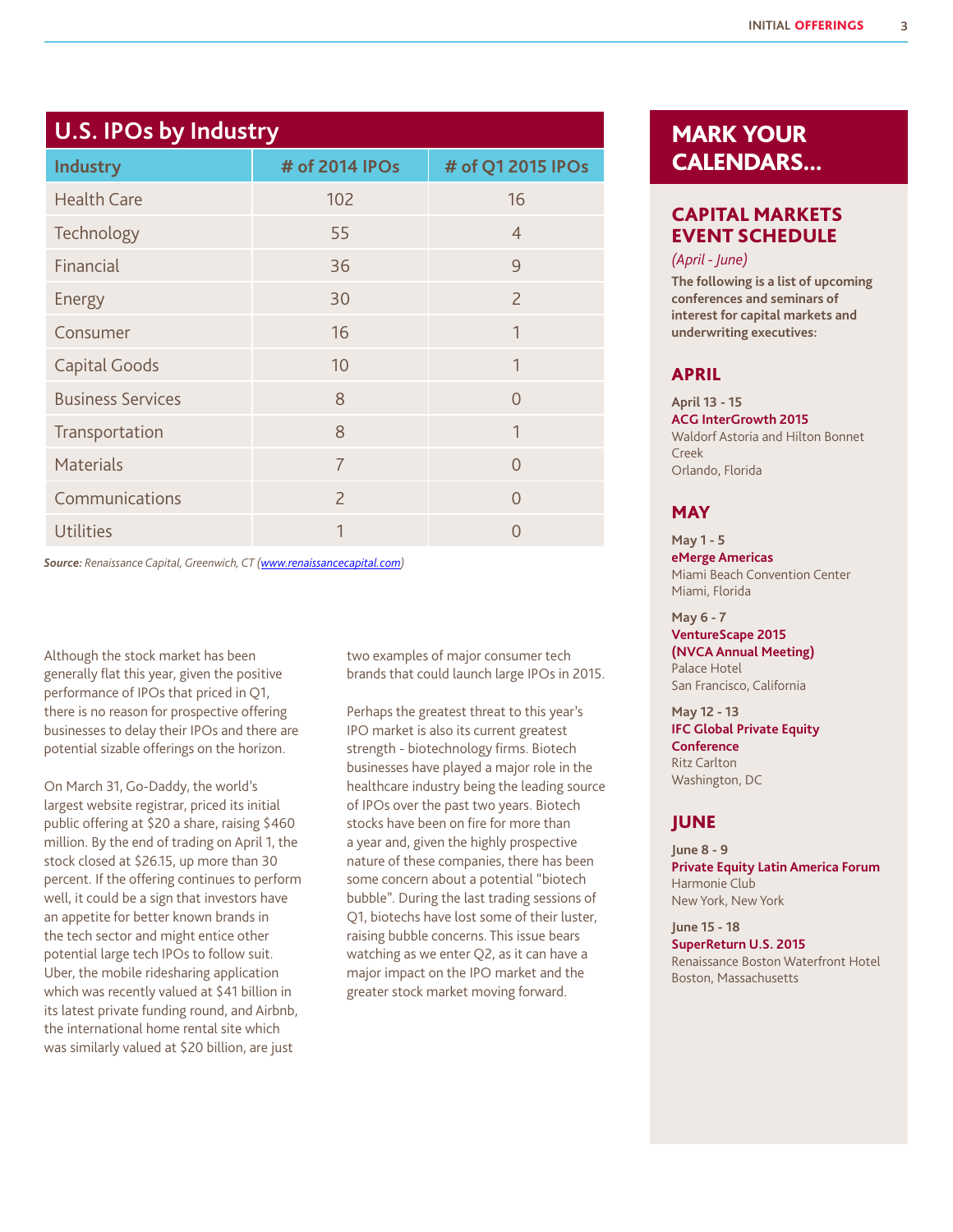## U.S. IPOs by Industry

| Industry | # of 2014 IPOs | # of Q1 2015 IPOs |
|---|---|---|
| Health Care | 102 | 16 |
| Technology | 55 | 4 |
| Financial | 36 | 9 |
| Energy | 30 | 2 |
| Consumer | 16 | 1 |
| Capital Goods | 10 | 1 |
| Business Services | 8 | 0 |
| Transportation | 8 | 1 |
| Materials | 7 | 0 |
| Communications | 2 | 0 |
| Utilities | 1 | 0 |

***Source:*** *Renaissance Capital, Greenwich, CT (www.renaissancecapital.com)*

Although the stock market has been generally flat this year, given the positive performance of IPOs that priced in Q1, there is no reason for prospective offering businesses to delay their IPOs and there are potential sizable offerings on the horizon.

On March 31, Go-Daddy, the world's largest website registrar, priced its initial public offering at $20 a share, raising $460 million. By the end of trading on April 1, the stock closed at $26.15, up more than 30 percent. If the offering continues to perform well, it could be a sign that investors have an appetite for better known brands in the tech sector and might entice other potential large tech IPOs to follow suit. Uber, the mobile ridesharing application which was recently valued at $41 billion in its latest private funding round, and Airbnb, the international home rental site which was similarly valued at $20 billion, are just two examples of major consumer tech brands that could launch large IPOs in 2015.

Perhaps the greatest threat to this year's IPO market is also its current greatest strength - biotechnology firms. Biotech businesses have played a major role in the healthcare industry being the leading source of IPOs over the past two years. Biotech stocks have been on fire for more than a year and, given the highly prospective nature of these companies, there has been some concern about a potential "biotech bubble". During the last trading sessions of Q1, biotechs have lost some of their luster, raising bubble concerns. This issue bears watching as we enter Q2, as it can have a major impact on the IPO market and the greater stock market moving forward.

## MARK YOUR CALENDARS...

### CAPITAL MARKETS EVENT SCHEDULE

*(April - June)*

**The following is a list of upcoming conferences and seminars of interest for capital markets and underwriting executives:**

### APRIL

**April 13 - 15**
**ACG InterGrowth 2015**
Waldorf Astoria and Hilton Bonnet Creek
Orlando, Florida

### MAY

**May 1 - 5**
**eMerge Americas**
Miami Beach Convention Center
Miami, Florida

**May 6 - 7**
**VentureScape 2015 (NVCA Annual Meeting)**
Palace Hotel
San Francisco, California

**May 12 - 13**
**IFC Global Private Equity Conference**
Ritz Carlton
Washington, DC

### JUNE

**June 8 - 9**
**Private Equity Latin America Forum**
Harmonie Club
New York, New York

**June 15 - 18**
**SuperReturn U.S. 2015**
Renaissance Boston Waterfront Hotel
Boston, Massachusetts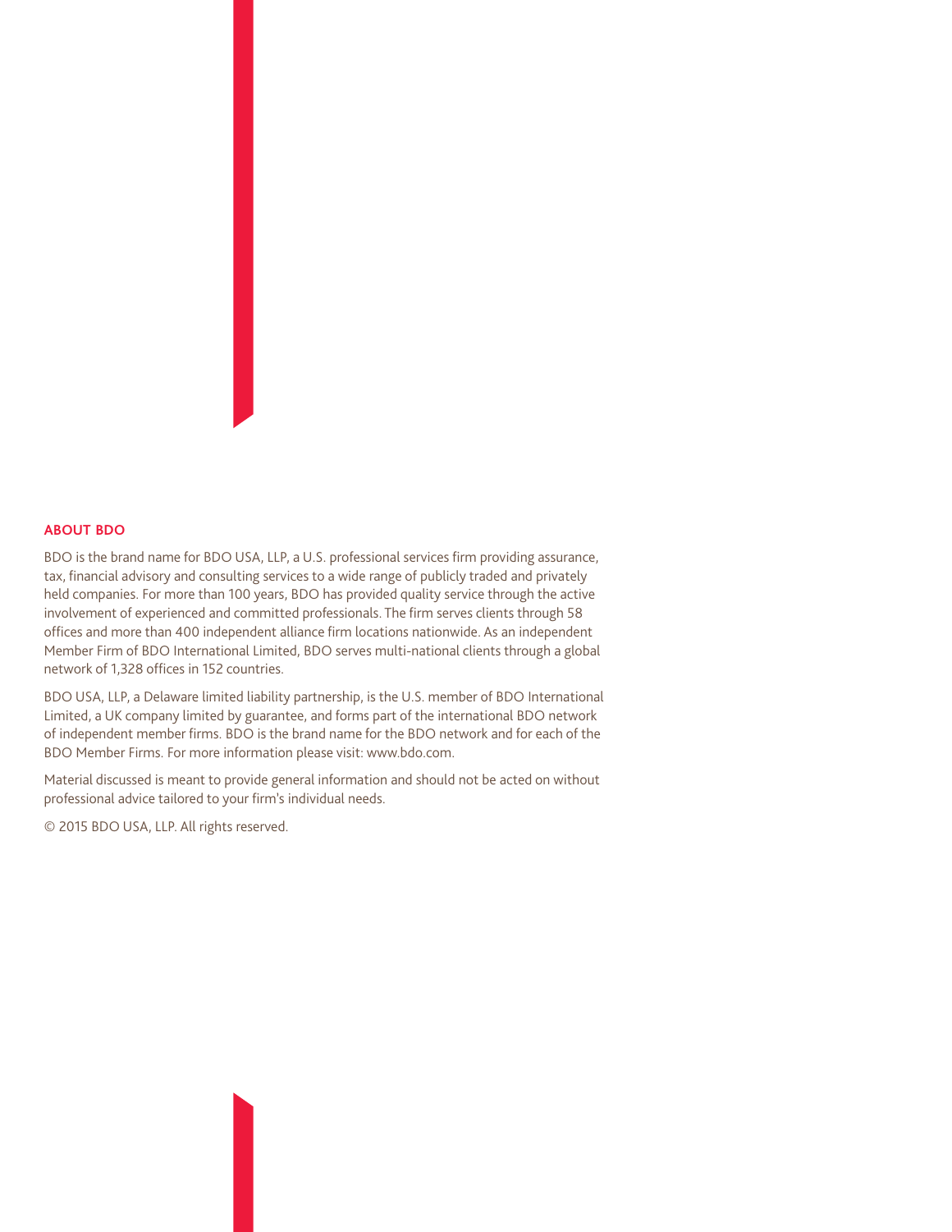## ABOUT BDO

BDO is the brand name for BDO USA, LLP, a U.S. professional services firm providing assurance, tax, financial advisory and consulting services to a wide range of publicly traded and privately held companies. For more than 100 years, BDO has provided quality service through the active involvement of experienced and committed professionals. The firm serves clients through 58 offices and more than 400 independent alliance firm locations nationwide. As an independent Member Firm of BDO International Limited, BDO serves multi-national clients through a global network of 1,328 offices in 152 countries.

BDO USA, LLP, a Delaware limited liability partnership, is the U.S. member of BDO International Limited, a UK company limited by guarantee, and forms part of the international BDO network of independent member firms. BDO is the brand name for the BDO network and for each of the BDO Member Firms. For more information please visit: www.bdo.com.

Material discussed is meant to provide general information and should not be acted on without professional advice tailored to your firm's individual needs.

© 2015 BDO USA, LLP. All rights reserved.